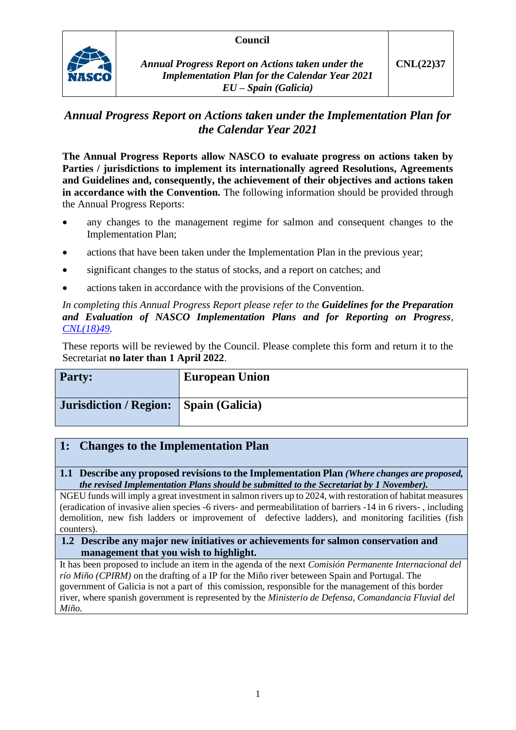| | Council | |
|---|---|---|
| NASCO | *Annual Progress Report on Actions taken under the Implementation Plan for the Calendar Year 2021 EU – Spain (Galicia)* | **CNL(22)37** |

## *Annual Progress Report on Actions taken under the Implementation Plan for the Calendar Year 2021*

**The Annual Progress Reports allow NASCO to evaluate progress on actions taken by Parties / jurisdictions to implement its internationally agreed Resolutions, Agreements and Guidelines and, consequently, the achievement of their objectives and actions taken in accordance with the Convention.** The following information should be provided through the Annual Progress Reports:

- any changes to the management regime for salmon and consequent changes to the Implementation Plan;
- actions that have been taken under the Implementation Plan in the previous year;
- significant changes to the status of stocks, and a report on catches; and
- actions taken in accordance with the provisions of the Convention.

*In completing this Annual Progress Report please refer to the* ***Guidelines for the Preparation and Evaluation of NASCO Implementation Plans and for Reporting on Progress****, CNL(18)49.*

These reports will be reviewed by the Council. Please complete this form and return it to the Secretariat **no later than 1 April 2022**.

| **Party:** | **European Union** |
|---|---|
| **Jurisdiction / Region:** | **Spain (Galicia)** |

## 1: Changes to the Implementation Plan

**1.1 Describe any proposed revisions to the Implementation Plan** ***(Where changes are proposed, the revised Implementation Plans should be submitted to the Secretariat by 1 November).***

NGEU funds will imply a great investment in salmon rivers up to 2024, with restoration of habitat measures (eradication of invasive alien species -6 rivers- and permeabilitation of barriers -14 in 6 rivers- , including demolition, new fish ladders or improvement of defective ladders), and monitoring facilities (fish counters).

**1.2 Describe any major new initiatives or achievements for salmon conservation and management that you wish to highlight.**

It has been proposed to include an item in the agenda of the next *Comisión Permanente Internacional del río Miño (CPIRM)* on the drafting of a IP for the Miño river beteween Spain and Portugal. The government of Galicia is not a part of this comission, responsible for the management of this border river, where spanish government is represented by the *Ministerio de Defensa, Comandancia Fluvial del Miño.*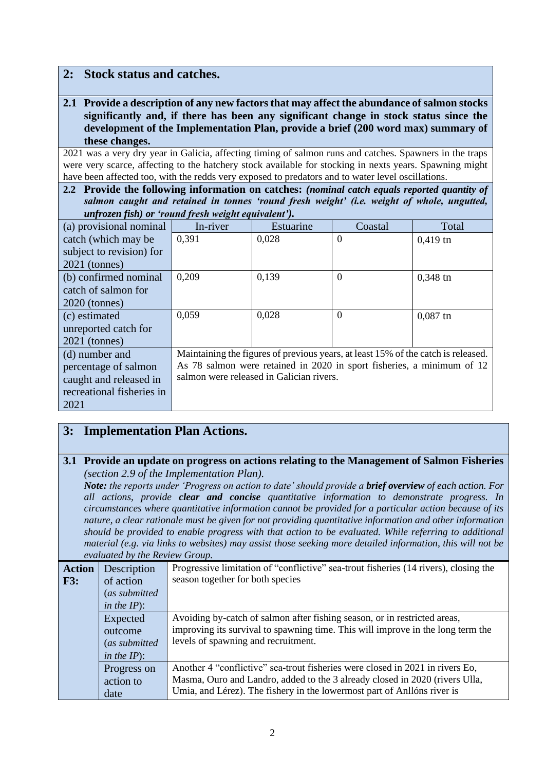## 2: Stock status and catches.

**2.1 Provide a description of any new factors that may affect the abundance of salmon stocks significantly and, if there has been any significant change in stock status since the development of the Implementation Plan, provide a brief (200 word max) summary of these changes.**

2021 was a very dry year in Galicia, affecting timing of salmon runs and catches. Spawners in the traps were very scarce, affecting to the hatchery stock available for stocking in nexts years. Spawning might have been affected too, with the redds very exposed to predators and to water level oscillations.

**2.2 Provide the following information on catches:** ***(nominal catch equals reported quantity of salmon caught and retained in tonnes 'round fresh weight' (i.e. weight of whole, ungutted, unfrozen fish) or 'round fresh weight equivalent').***

| | In-river | Estuarine | Coastal | Total |
|---|---|---|---|---|
| (a) provisional nominal catch (which may be subject to revision) for 2021 (tonnes) | 0,391 | 0,028 | 0 | 0,419 tn |
| (b) confirmed nominal catch of salmon for 2020 (tonnes) | 0,209 | 0,139 | 0 | 0,348 tn |
| (c) estimated unreported catch for 2021 (tonnes) | 0,059 | 0,028 | 0 | 0,087 tn |
| (d) number and percentage of salmon caught and released in recreational fisheries in 2021 | Maintaining the figures of previous years, at least 15% of the catch is released. As 78 salmon were retained in 2020 in sport fisheries, a minimum of 12 salmon were released in Galician rivers. | | | |

## 3: Implementation Plan Actions.

**3.1 Provide an update on progress on actions relating to the Management of Salmon Fisheries** *(section 2.9 of the Implementation Plan).*

*Note: the reports under 'Progress on action to date' should provide a* ***brief overview*** *of each action. For all actions, provide* ***clear and concise*** *quantitative information to demonstrate progress. In circumstances where quantitative information cannot be provided for a particular action because of its nature, a clear rationale must be given for not providing quantitative information and other information should be provided to enable progress with that action to be evaluated. While referring to additional material (e.g. via links to websites) may assist those seeking more detailed information, this will not be evaluated by the Review Group.*

| **Action F3:** | | |
|---|---|---|
| | Description of action (*as submitted in the IP*): | Progressive limitation of "conflictive" sea-trout fisheries (14 rivers), closing the season together for both species |
| | Expected outcome (*as submitted in the IP*): | Avoiding by-catch of salmon after fishing season, or in restricted areas, improving its survival to spawning time. This will improve in the long term the levels of spawning and recruitment. |
| | Progress on action to date | Another 4 "conflictive" sea-trout fisheries were closed in 2021 in rivers Eo, Masma, Ouro and Landro, added to the 3 already closed in 2020 (rivers Ulla, Umia, and Lérez). The fishery in the lowermost part of Anllóns river is |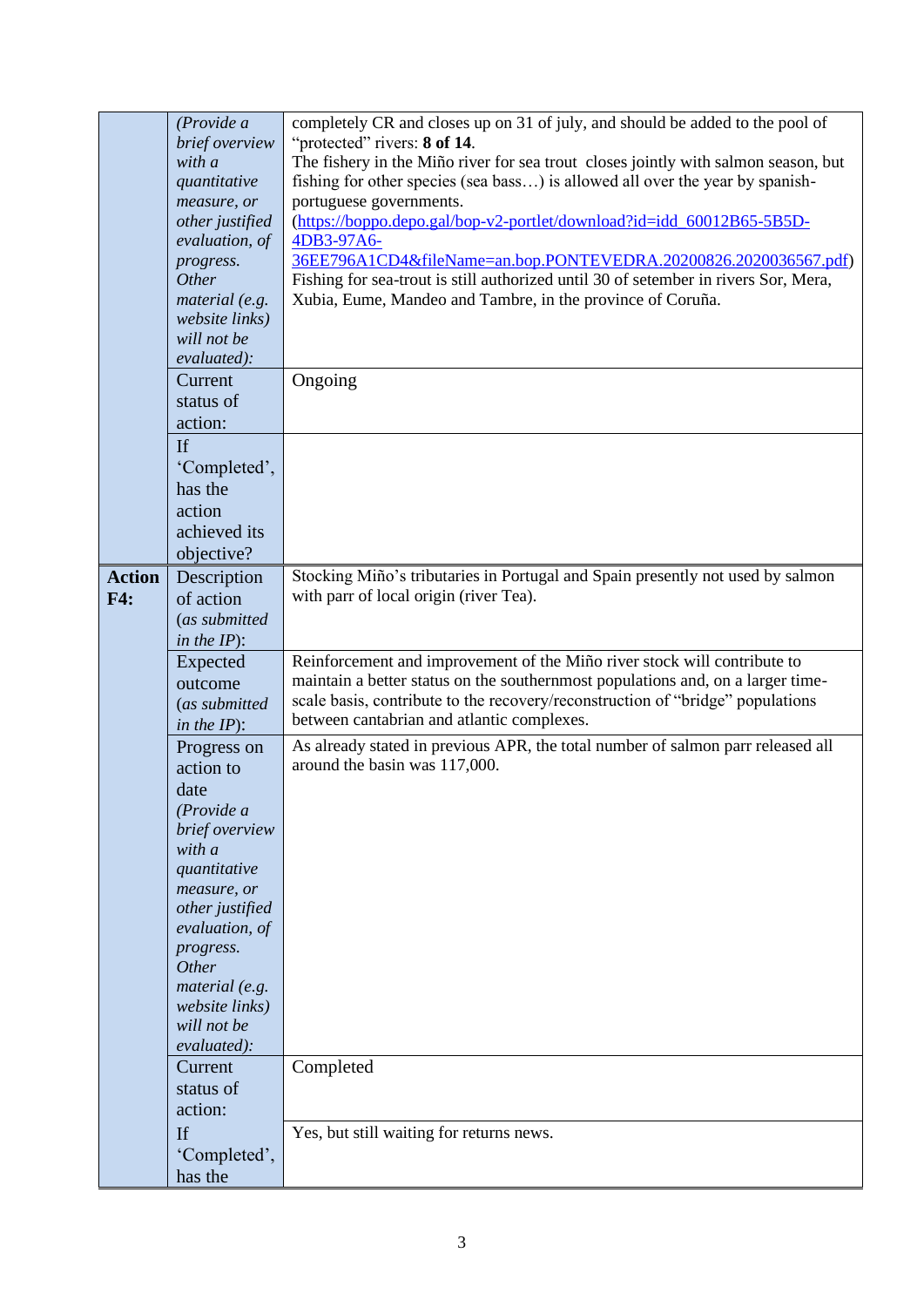| | | |
|---|---|---|
| | *(Provide a brief overview with a quantitative measure, or other justified evaluation, of progress. Other material (e.g. website links) will not be evaluated):* | completely CR and closes up on 31 of july, and should be added to the pool of "protected" rivers: **8 of 14**.<br>The fishery in the Miño river for sea trout closes jointly with salmon season, but fishing for other species (sea bass…) is allowed all over the year by spanish-portuguese governments. ([https://boppo.depo.gal/bop-v2-portlet/download?id=idd_60012B65-5B5D-4DB3-97A6-36EE796A1CD4&fileName=an.bop.PONTEVEDRA.20200826.2020036567.pdf](https://boppo.depo.gal/bop-v2-portlet/download?id=idd_60012B65-5B5D-4DB3-97A6-36EE796A1CD4&fileName=an.bop.PONTEVEDRA.20200826.2020036567.pdf))<br>Fishing for sea-trout is still authorized until 30 of setember in rivers Sor, Mera, Xubia, Eume, Mandeo and Tambre, in the province of Coruña. |
| | Current status of action: | Ongoing |
| | If 'Completed', has the action achieved its objective? | |
| **Action F4:** | Description of action (*as submitted in the IP*): | Stocking Miño's tributaries in Portugal and Spain presently not used by salmon with parr of local origin (river Tea). |
| | Expected outcome (*as submitted in the IP*): | Reinforcement and improvement of the Miño river stock will contribute to maintain a better status on the southernmost populations and, on a larger time-scale basis, contribute to the recovery/reconstruction of "bridge" populations between cantabrian and atlantic complexes. |
| | Progress on action to date *(Provide a brief overview with a quantitative measure, or other justified evaluation, of progress. Other material (e.g. website links) will not be evaluated):* | As already stated in previous APR, the total number of salmon parr released all around the basin was 117,000. |
| | Current status of action: | Completed |
| | If 'Completed', has the | Yes, but still waiting for returns news. |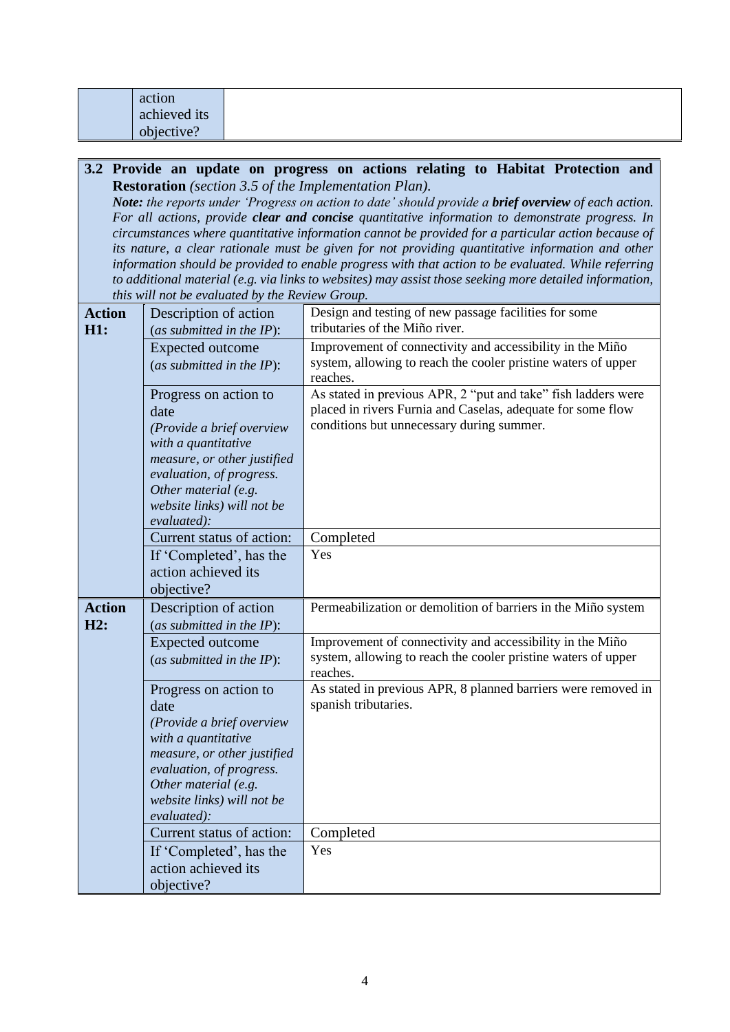| | action achieved its objective? | |
|---|---|---|

**3.2 Provide an update on progress on actions relating to Habitat Protection and Restoration** *(section 3.5 of the Implementation Plan).*

***Note:*** *the reports under 'Progress on action to date' should provide a* ***brief overview*** *of each action. For all actions, provide* ***clear and concise*** *quantitative information to demonstrate progress. In circumstances where quantitative information cannot be provided for a particular action because of its nature, a clear rationale must be given for not providing quantitative information and other information should be provided to enable progress with that action to be evaluated. While referring to additional material (e.g. via links to websites) may assist those seeking more detailed information, this will not be evaluated by the Review Group.*

| | | |
|---|---|---|
| **Action H1:** | Description of action (*as submitted in the IP*): | Design and testing of new passage facilities for some tributaries of the Miño river. |
| | Expected outcome (*as submitted in the IP*): | Improvement of connectivity and accessibility in the Miño system, allowing to reach the cooler pristine waters of upper reaches. |
| | Progress on action to date *(Provide a brief overview with a quantitative measure, or other justified evaluation, of progress. Other material (e.g. website links) will not be evaluated):* | As stated in previous APR, 2 "put and take" fish ladders were placed in rivers Furnia and Caselas, adequate for some flow conditions but unnecessary during summer. |
| | Current status of action: | Completed |
| | If 'Completed', has the action achieved its objective? | Yes |
| **Action H2:** | Description of action (*as submitted in the IP*): | Permeabilization or demolition of barriers in the Miño system |
| | Expected outcome (*as submitted in the IP*): | Improvement of connectivity and accessibility in the Miño system, allowing to reach the cooler pristine waters of upper reaches. |
| | Progress on action to date *(Provide a brief overview with a quantitative measure, or other justified evaluation, of progress. Other material (e.g. website links) will not be evaluated):* | As stated in previous APR, 8 planned barriers were removed in spanish tributaries. |
| | Current status of action: | Completed |
| | If 'Completed', has the action achieved its objective? | Yes |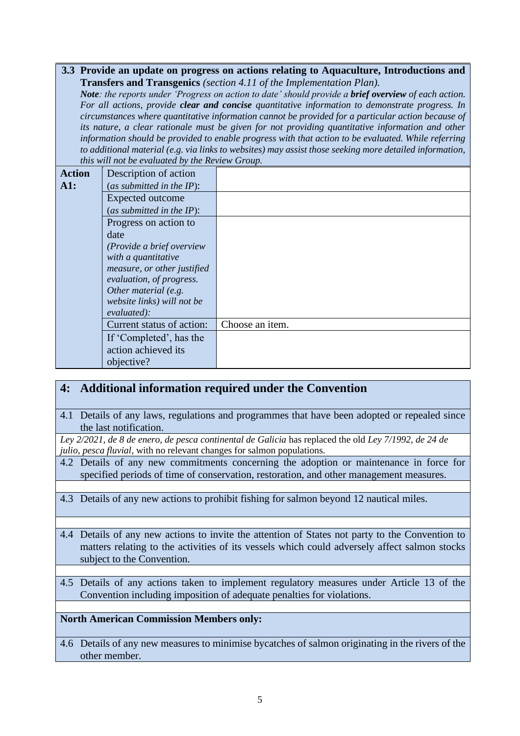**3.3 Provide an update on progress on actions relating to Aquaculture, Introductions and Transfers and Transgenics** *(section 4.11 of the Implementation Plan).*

***Note**: the reports under 'Progress on action to date' should provide a **brief overview** of each action. For all actions, provide **clear and concise** quantitative information to demonstrate progress. In circumstances where quantitative information cannot be provided for a particular action because of its nature, a clear rationale must be given for not providing quantitative information and other information should be provided to enable progress with that action to be evaluated. While referring to additional material (e.g. via links to websites) may assist those seeking more detailed information, this will not be evaluated by the Review Group.*

| **Action A1:** | | |
|---|---|---|
| | Description of action (*as submitted in the IP*): | |
| | Expected outcome (*as submitted in the IP*): | |
| | Progress on action to date *(Provide a brief overview with a quantitative measure, or other justified evaluation, of progress. Other material (e.g. website links) will not be evaluated):* | |
| | Current status of action: | Choose an item. |
| | If 'Completed', has the action achieved its objective? | |

## 4: Additional information required under the Convention

4.1 Details of any laws, regulations and programmes that have been adopted or repealed since the last notification.

*Ley 2/2021, de 8 de enero, de pesca continental de Galicia* has replaced the old *Ley 7/1992, de 24 de julio, pesca fluvial*, with no relevant changes for salmon populations.

4.2 Details of any new commitments concerning the adoption or maintenance in force for specified periods of time of conservation, restoration, and other management measures.

4.3 Details of any new actions to prohibit fishing for salmon beyond 12 nautical miles.

4.4 Details of any new actions to invite the attention of States not party to the Convention to matters relating to the activities of its vessels which could adversely affect salmon stocks subject to the Convention.

4.5 Details of any actions taken to implement regulatory measures under Article 13 of the Convention including imposition of adequate penalties for violations.

**North American Commission Members only:**

4.6 Details of any new measures to minimise bycatches of salmon originating in the rivers of the other member.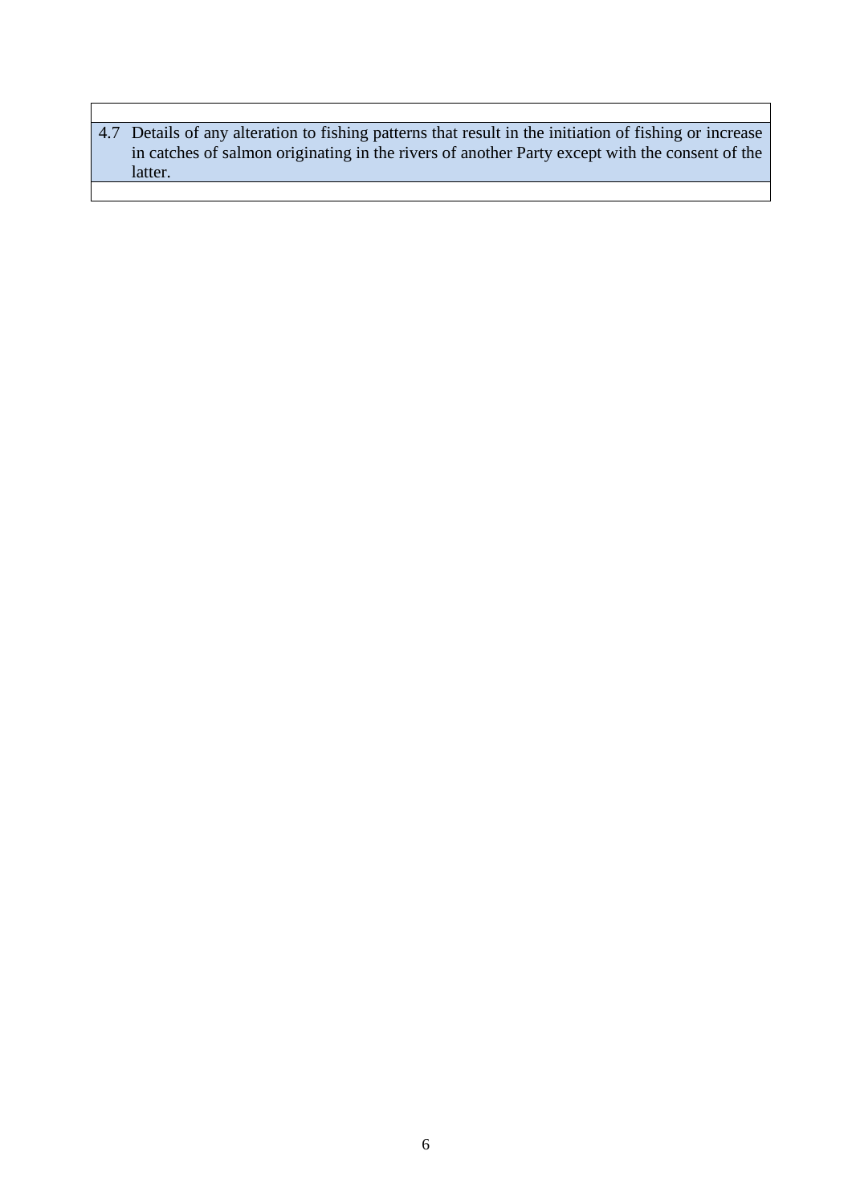| |
|---|
| 4.7 Details of any alteration to fishing patterns that result in the initiation of fishing or increase in catches of salmon originating in the rivers of another Party except with the consent of the latter. |
| |